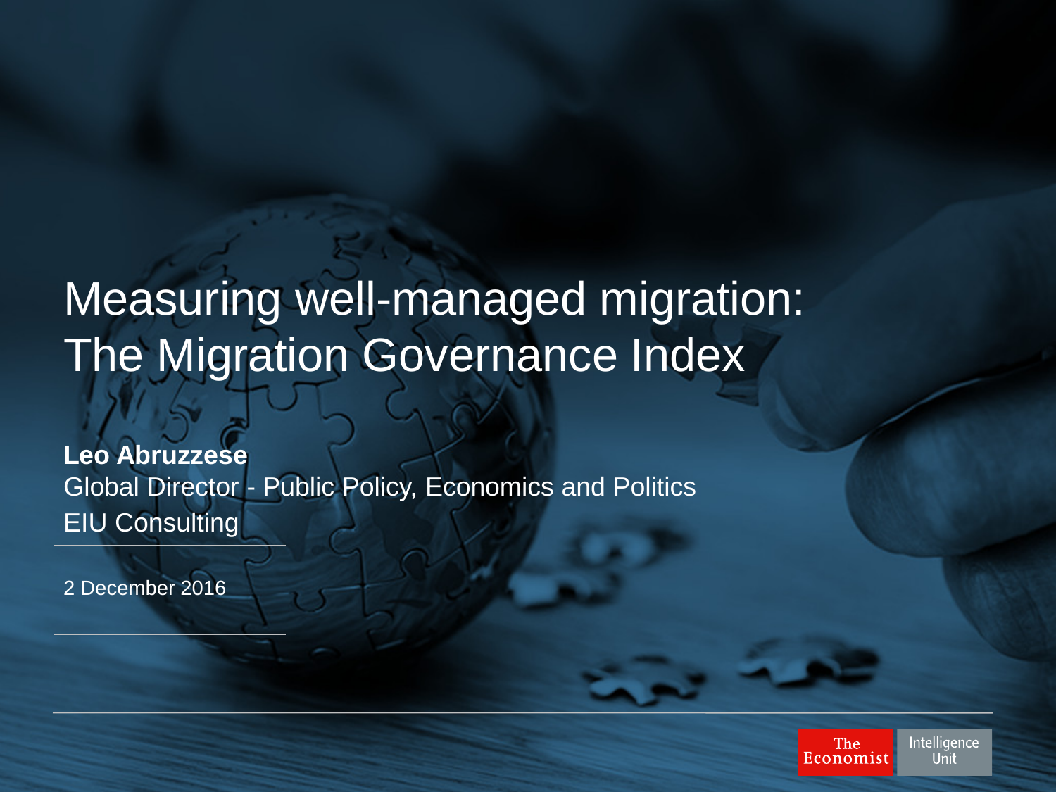# Measuring well-managed migration: The Migration Governance Index

**Leo Abruzzese**
Global Director - Public Policy, Economics and Politics
EIU Consulting

2 December 2016

The Economist Intelligence Unit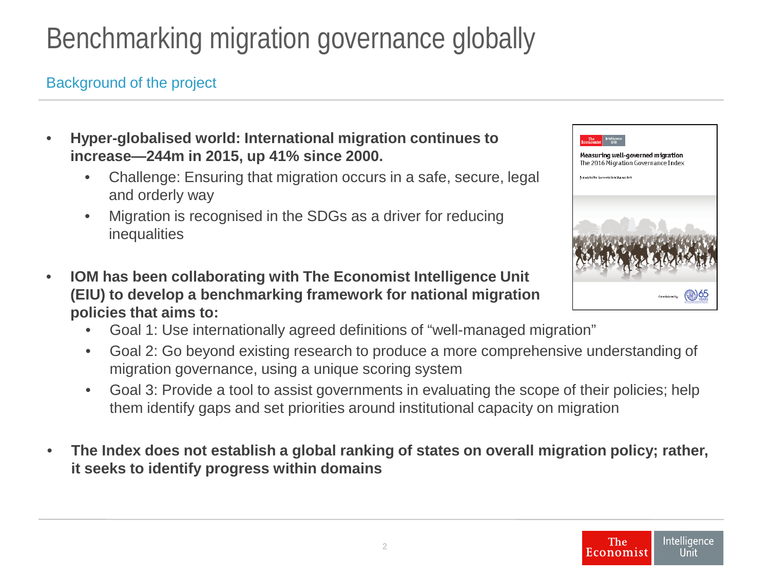# Benchmarking migration governance globally

## Background of the project

- **Hyper-globalised world: International migration continues to increase—244m in 2015, up 41% since 2000.**
  - Challenge: Ensuring that migration occurs in a safe, secure, legal and orderly way
  - Migration is recognised in the SDGs as a driver for reducing inequalities
- **IOM has been collaborating with The Economist Intelligence Unit (EIU) to develop a benchmarking framework for national migration policies that aims to:**
  - Goal 1: Use internationally agreed definitions of "well-managed migration"
  - Goal 2: Go beyond existing research to produce a more comprehensive understanding of migration governance, using a unique scoring system
  - Goal 3: Provide a tool to assist governments in evaluating the scope of their policies; help them identify gaps and set priorities around institutional capacity on migration
- **The Index does not establish a global ranking of states on overall migration policy; rather, it seeks to identify progress within domains**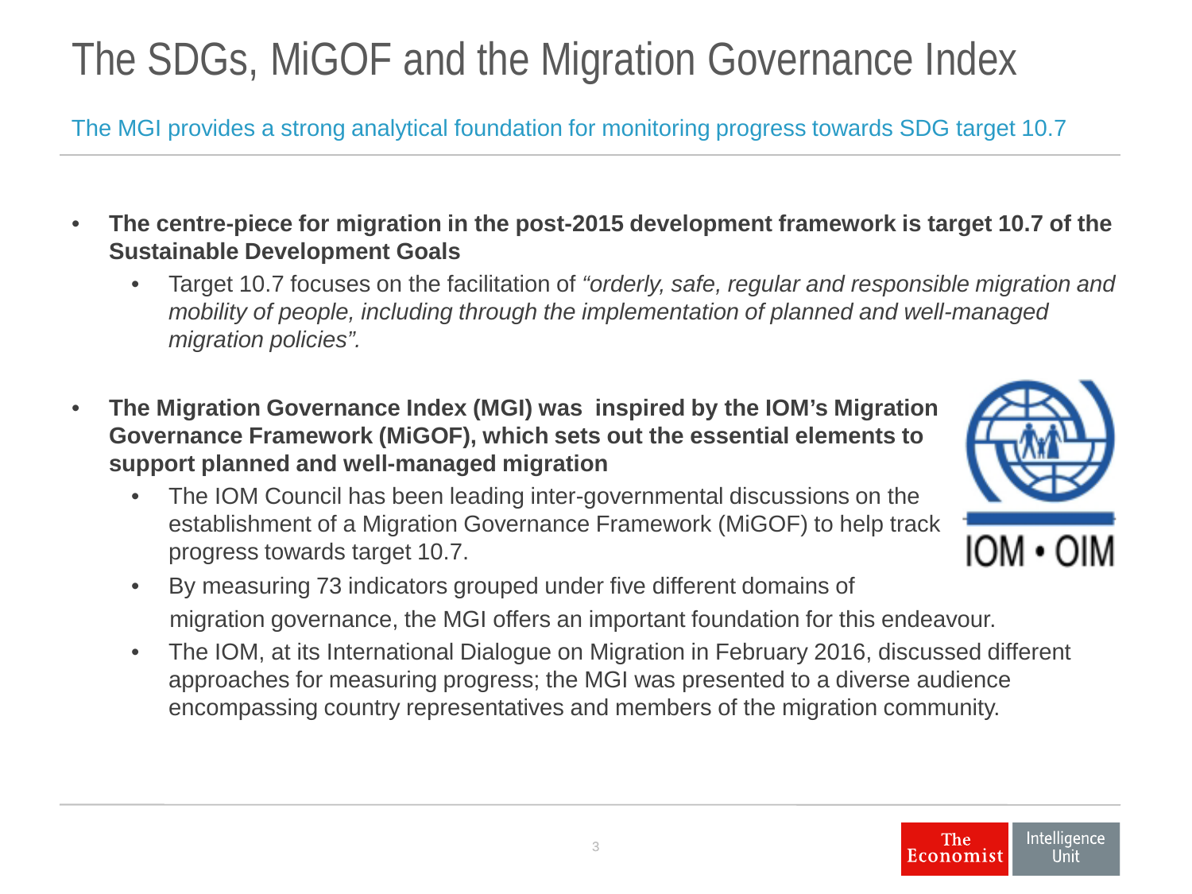# The SDGs, MiGOF and the Migration Governance Index

The MGI provides a strong analytical foundation for monitoring progress towards SDG target 10.7

- **The centre-piece for migration in the post-2015 development framework is target 10.7 of the Sustainable Development Goals**
  - Target 10.7 focuses on the facilitation of *"orderly, safe, regular and responsible migration and mobility of people, including through the implementation of planned and well-managed migration policies".*
- **The Migration Governance Index (MGI) was inspired by the IOM's Migration Governance Framework (MiGOF), which sets out the essential elements to support planned and well-managed migration**
  - The IOM Council has been leading inter-governmental discussions on the establishment of a Migration Governance Framework (MiGOF) to help track progress towards target 10.7.
  - By measuring 73 indicators grouped under five different domains of migration governance, the MGI offers an important foundation for this endeavour.
  - The IOM, at its International Dialogue on Migration in February 2016, discussed different approaches for measuring progress; the MGI was presented to a diverse audience encompassing country representatives and members of the migration community.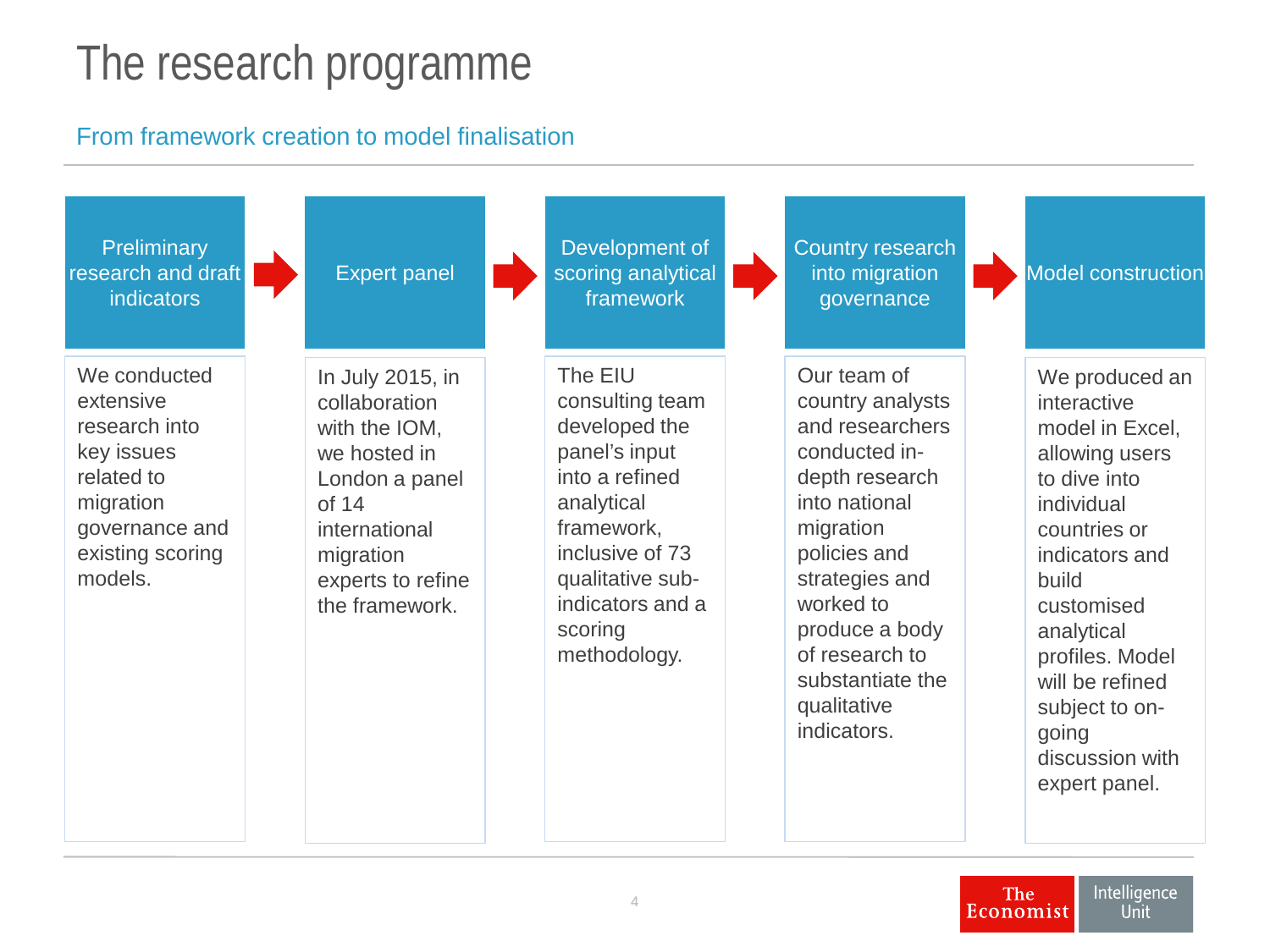# The research programme

## From framework creation to model finalisation

| Preliminary research and draft indicators | Expert panel | Development of scoring analytical framework | Country research into migration governance | Model construction |
|---|---|---|---|---|
| We conducted extensive research into key issues related to migration governance and existing scoring models. | In July 2015, in collaboration with the IOM, we hosted in London a panel of 14 international migration experts to refine the framework. | The EIU consulting team developed the panel's input into a refined analytical framework, inclusive of 73 qualitative sub-indicators and a scoring methodology. | Our team of country analysts and researchers conducted in-depth research into national migration policies and strategies and worked to produce a body of research to substantiate the qualitative indicators. | We produced an interactive model in Excel, allowing users to dive into individual countries or indicators and build customised analytical profiles. Model will be refined subject to on-going discussion with expert panel. |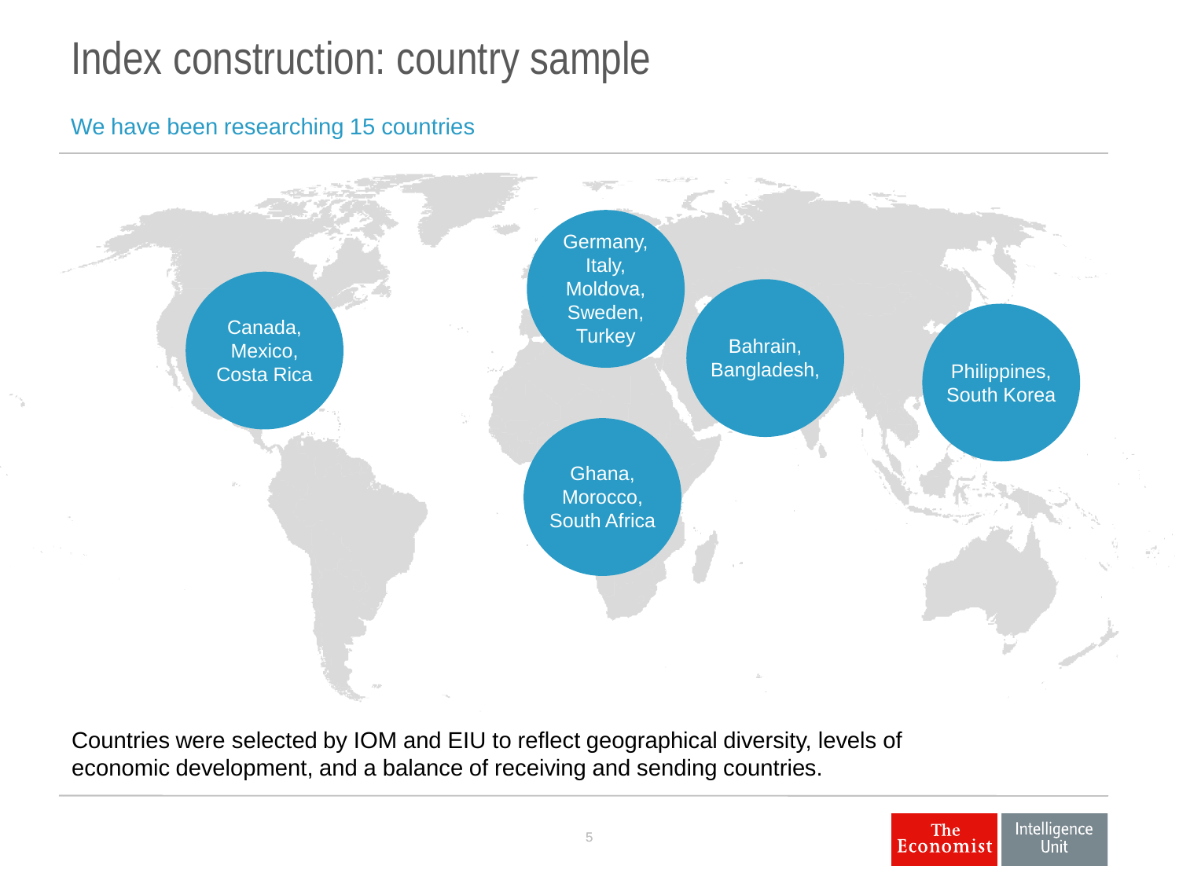# Index construction: country sample

We have been researching 15 countries

- Canada, Mexico, Costa Rica
- Germany, Italy, Moldova, Sweden, Turkey
- Bahrain, Bangladesh,
- Philippines, South Korea
- Ghana, Morocco, South Africa

Countries were selected by IOM and EIU to reflect geographical diversity, levels of economic development, and a balance of receiving and sending countries.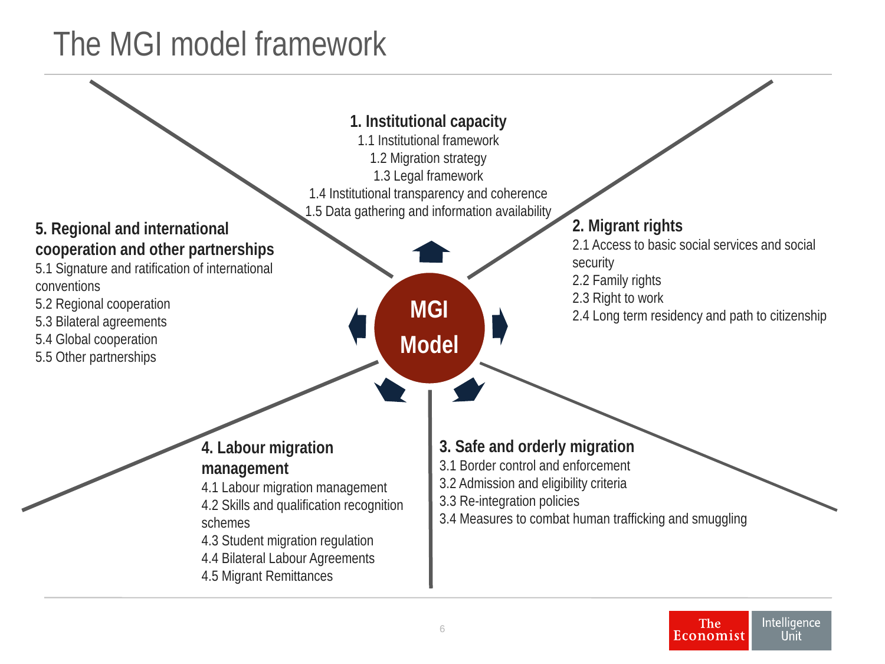# The MGI model framework

**MGI Model**

### 1. Institutional capacity

1.1 Institutional framework
1.2 Migration strategy
1.3 Legal framework
1.4 Institutional transparency and coherence
1.5 Data gathering and information availability

### 2. Migrant rights

2.1 Access to basic social services and social security
2.2 Family rights
2.3 Right to work
2.4 Long term residency and path to citizenship

### 3. Safe and orderly migration

3.1 Border control and enforcement
3.2 Admission and eligibility criteria
3.3 Re-integration policies
3.4 Measures to combat human trafficking and smuggling

### 4. Labour migration management

4.1 Labour migration management
4.2 Skills and qualification recognition schemes
4.3 Student migration regulation
4.4 Bilateral Labour Agreements
4.5 Migrant Remittances

### 5. Regional and international cooperation and other partnerships

5.1 Signature and ratification of international conventions
5.2 Regional cooperation
5.3 Bilateral agreements
5.4 Global cooperation
5.5 Other partnerships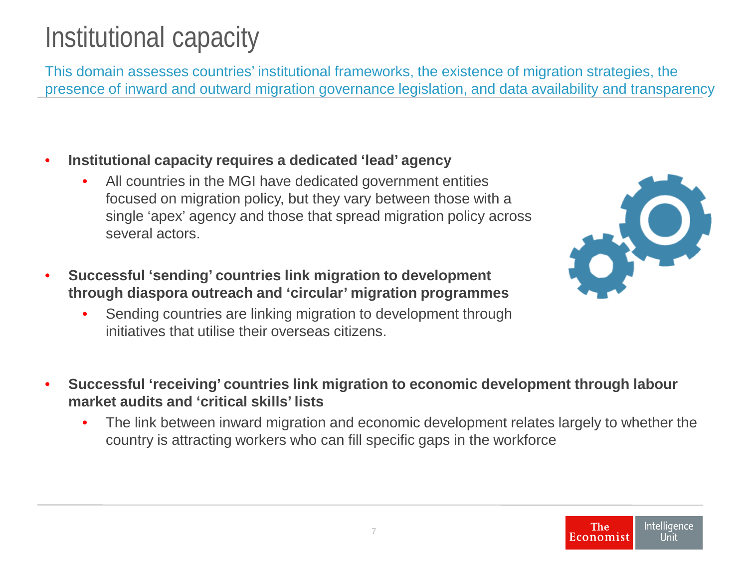# Institutional capacity

This domain assesses countries' institutional frameworks, the existence of migration strategies, the presence of inward and outward migration governance legislation, and data availability and transparency

- **Institutional capacity requires a dedicated 'lead' agency**
  - All countries in the MGI have dedicated government entities focused on migration policy, but they vary between those with a single 'apex' agency and those that spread migration policy across several actors.
- **Successful 'sending' countries link migration to development through diaspora outreach and 'circular' migration programmes**
  - Sending countries are linking migration to development through initiatives that utilise their overseas citizens.
- **Successful 'receiving' countries link migration to economic development through labour market audits and 'critical skills' lists**
  - The link between inward migration and economic development relates largely to whether the country is attracting workers who can fill specific gaps in the workforce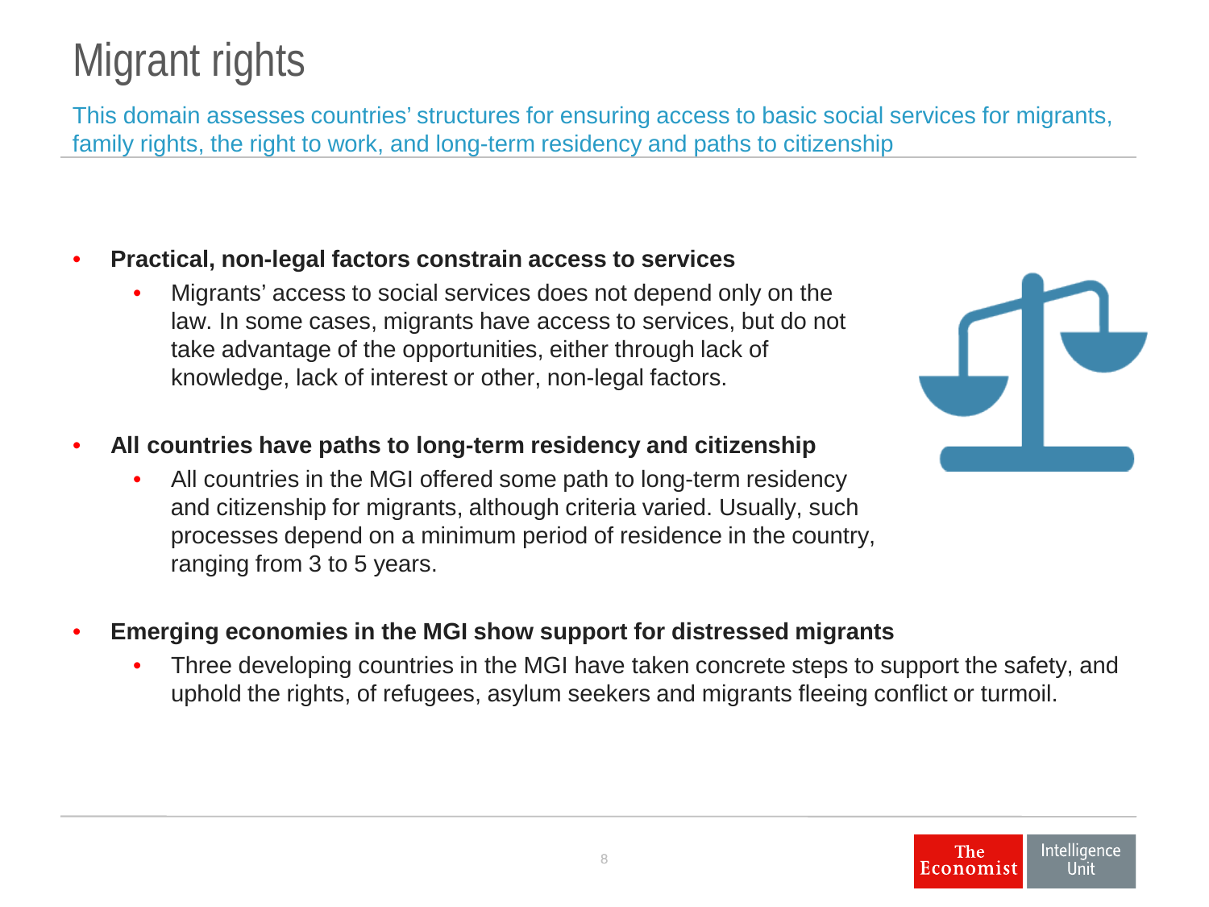# Migrant rights

This domain assesses countries' structures for ensuring access to basic social services for migrants, family rights, the right to work, and long-term residency and paths to citizenship

- **Practical, non-legal factors constrain access to services**
  - Migrants' access to social services does not depend only on the law. In some cases, migrants have access to services, but do not take advantage of the opportunities, either through lack of knowledge, lack of interest or other, non-legal factors.
- **All countries have paths to long-term residency and citizenship**
  - All countries in the MGI offered some path to long-term residency and citizenship for migrants, although criteria varied. Usually, such processes depend on a minimum period of residence in the country, ranging from 3 to 5 years.
- **Emerging economies in the MGI show support for distressed migrants**
  - Three developing countries in the MGI have taken concrete steps to support the safety, and uphold the rights, of refugees, asylum seekers and migrants fleeing conflict or turmoil.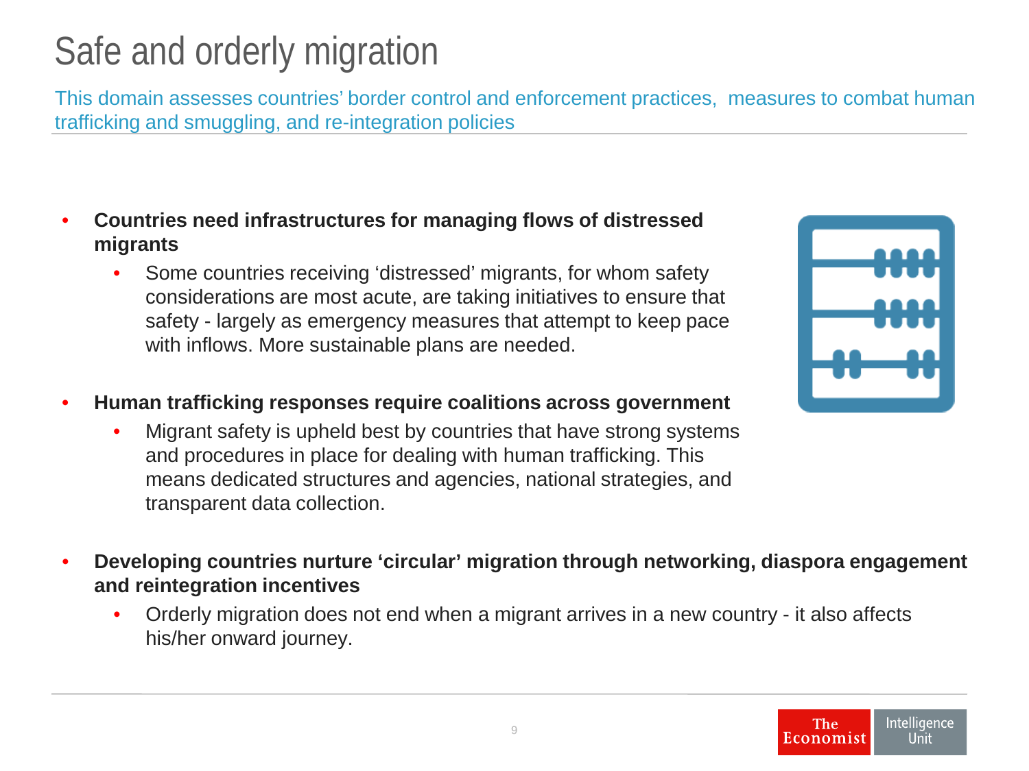# Safe and orderly migration

This domain assesses countries' border control and enforcement practices, measures to combat human trafficking and smuggling, and re-integration policies

- **Countries need infrastructures for managing flows of distressed migrants**
  - Some countries receiving 'distressed' migrants, for whom safety considerations are most acute, are taking initiatives to ensure that safety - largely as emergency measures that attempt to keep pace with inflows. More sustainable plans are needed.
- **Human trafficking responses require coalitions across government**
  - Migrant safety is upheld best by countries that have strong systems and procedures in place for dealing with human trafficking. This means dedicated structures and agencies, national strategies, and transparent data collection.
- **Developing countries nurture 'circular' migration through networking, diaspora engagement and reintegration incentives**
  - Orderly migration does not end when a migrant arrives in a new country - it also affects his/her onward journey.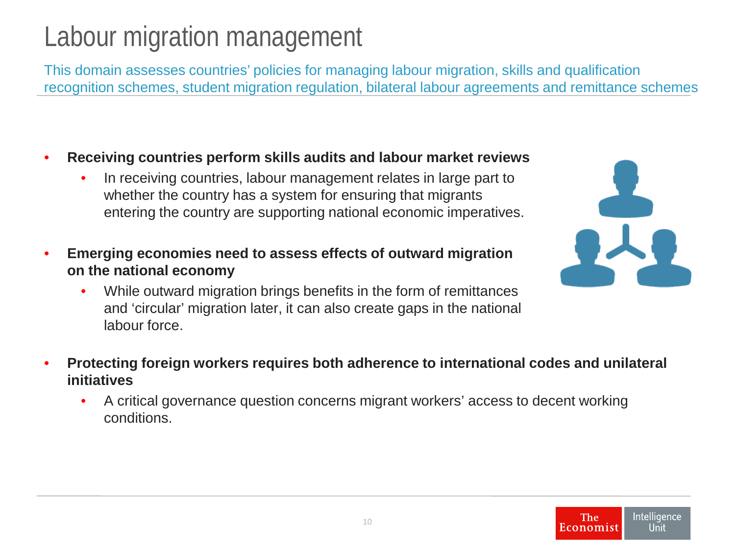# Labour migration management

This domain assesses countries' policies for managing labour migration, skills and qualification recognition schemes, student migration regulation, bilateral labour agreements and remittance schemes

- **Receiving countries perform skills audits and labour market reviews**
  - In receiving countries, labour management relates in large part to whether the country has a system for ensuring that migrants entering the country are supporting national economic imperatives.
- **Emerging economies need to assess effects of outward migration on the national economy**
  - While outward migration brings benefits in the form of remittances and 'circular' migration later, it can also create gaps in the national labour force.
- **Protecting foreign workers requires both adherence to international codes and unilateral initiatives**
  - A critical governance question concerns migrant workers' access to decent working conditions.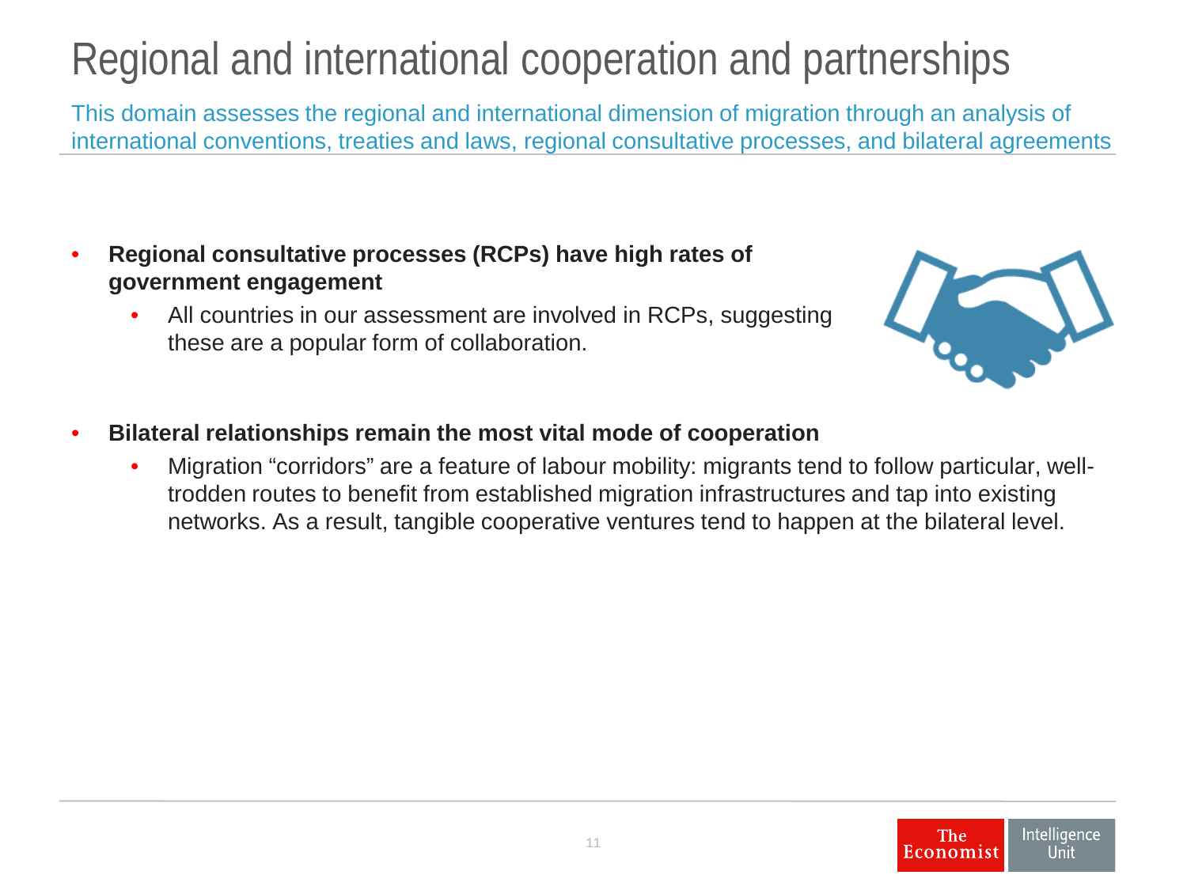# Regional and international cooperation and partnerships

This domain assesses the regional and international dimension of migration through an analysis of international conventions, treaties and laws, regional consultative processes, and bilateral agreements

- **Regional consultative processes (RCPs) have high rates of government engagement**
  - All countries in our assessment are involved in RCPs, suggesting these are a popular form of collaboration.

- **Bilateral relationships remain the most vital mode of cooperation**
  - Migration "corridors" are a feature of labour mobility: migrants tend to follow particular, well-trodden routes to benefit from established migration infrastructures and tap into existing networks. As a result, tangible cooperative ventures tend to happen at the bilateral level.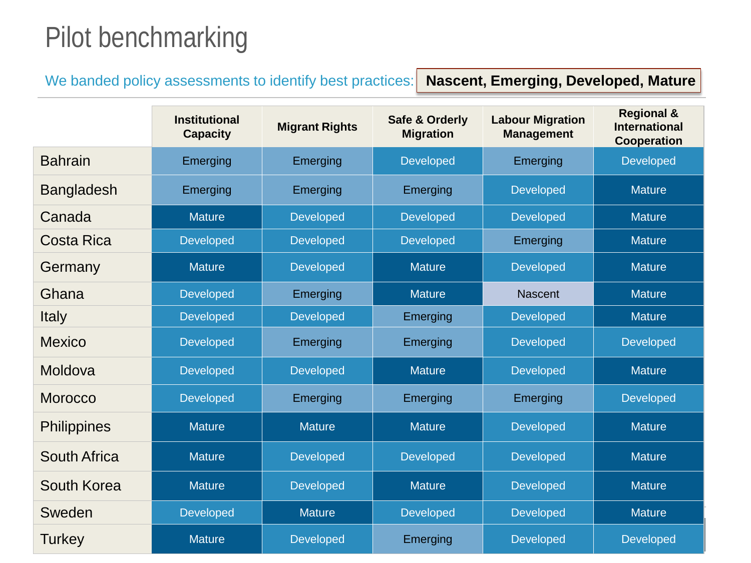# Pilot benchmarking

We banded policy assessments to identify best practices: **Nascent, Emerging, Developed, Mature**

| | Institutional Capacity | Migrant Rights | Safe & Orderly Migration | Labour Migration Management | Regional & International Cooperation |
|---|---|---|---|---|---|
| Bahrain | Emerging | Emerging | Developed | Emerging | Developed |
| Bangladesh | Emerging | Emerging | Emerging | Developed | Mature |
| Canada | Mature | Developed | Developed | Developed | Mature |
| Costa Rica | Developed | Developed | Developed | Emerging | Mature |
| Germany | Mature | Developed | Mature | Developed | Mature |
| Ghana | Developed | Emerging | Mature | Nascent | Mature |
| Italy | Developed | Developed | Emerging | Developed | Mature |
| Mexico | Developed | Emerging | Emerging | Developed | Developed |
| Moldova | Developed | Developed | Mature | Developed | Mature |
| Morocco | Developed | Emerging | Emerging | Emerging | Developed |
| Philippines | Mature | Mature | Mature | Developed | Mature |
| South Africa | Mature | Developed | Developed | Developed | Mature |
| South Korea | Mature | Developed | Mature | Developed | Mature |
| Sweden | Developed | Mature | Developed | Developed | Mature |
| Turkey | Mature | Developed | Emerging | Developed | Developed |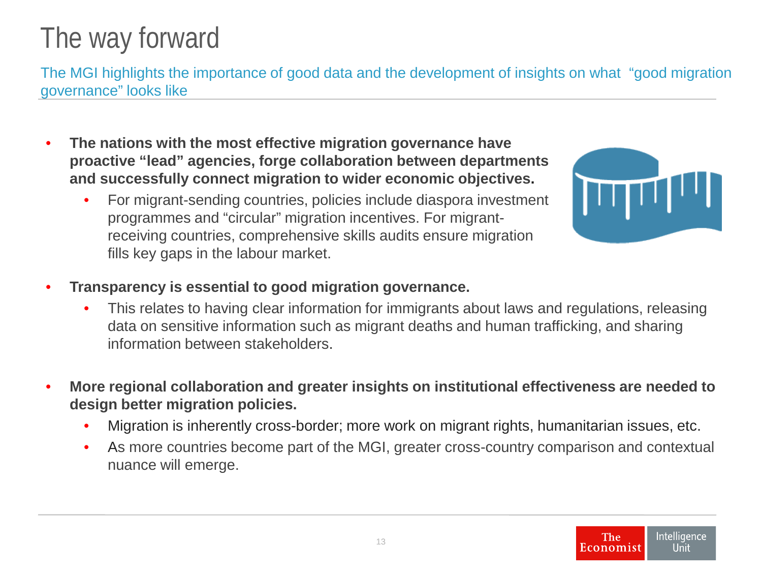# The way forward

## The MGI highlights the importance of good data and the development of insights on what "good migration governance" looks like

- **The nations with the most effective migration governance have proactive "lead" agencies, forge collaboration between departments and successfully connect migration to wider economic objectives.**
  - For migrant-sending countries, policies include diaspora investment programmes and "circular" migration incentives. For migrant-receiving countries, comprehensive skills audits ensure migration fills key gaps in the labour market.
- **Transparency is essential to good migration governance.**
  - This relates to having clear information for immigrants about laws and regulations, releasing data on sensitive information such as migrant deaths and human trafficking, and sharing information between stakeholders.
- **More regional collaboration and greater insights on institutional effectiveness are needed to design better migration policies.**
  - Migration is inherently cross-border; more work on migrant rights, humanitarian issues, etc.
  - As more countries become part of the MGI, greater cross-country comparison and contextual nuance will emerge.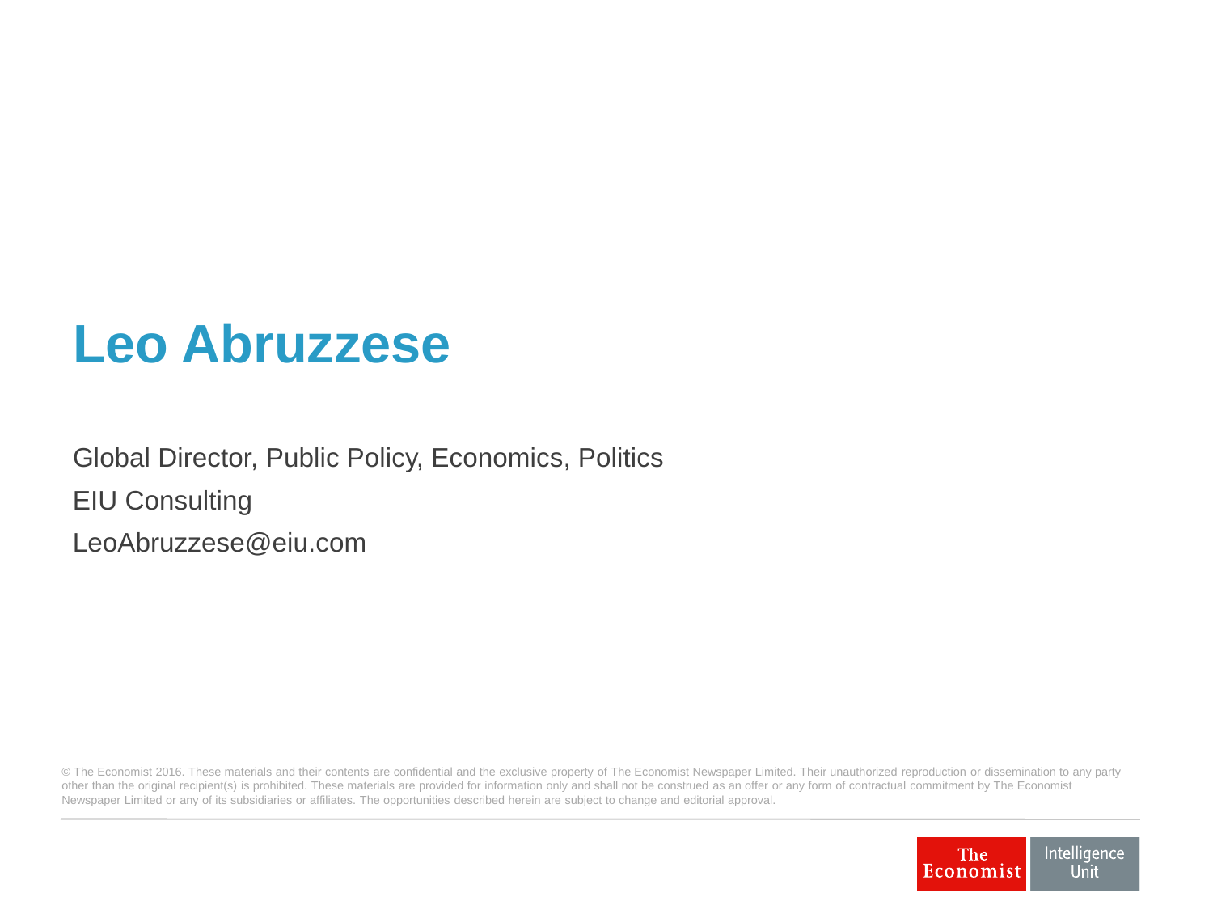# Leo Abruzzese

Global Director, Public Policy, Economics, Politics

EIU Consulting

LeoAbruzzese@eiu.com

© The Economist 2016. These materials and their contents are confidential and the exclusive property of The Economist Newspaper Limited. Their unauthorized reproduction or dissemination to any party other than the original recipient(s) is prohibited. These materials are provided for information only and shall not be construed as an offer or any form of contractual commitment by The Economist Newspaper Limited or any of its subsidiaries or affiliates. The opportunities described herein are subject to change and editorial approval.